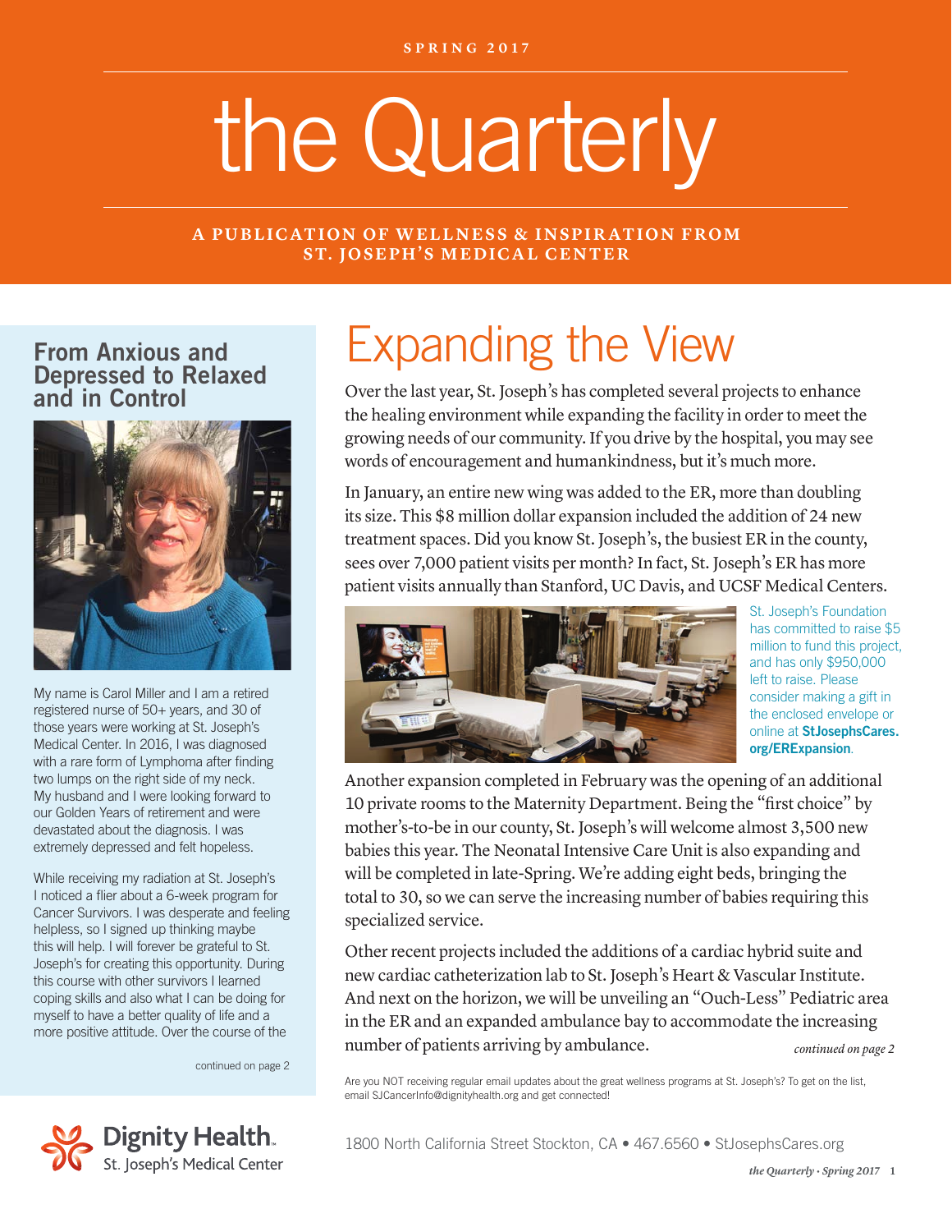SPRING 2017

# the Quarterly

**A PUBLICATION OF WELLNESS & INSPIRATION FROM ST. JOSEPH'S MEDICAL CENTER**

## From Anxious and Depressed to Relaxed and in Control

My name is Carol Miller and I am a retired registered nurse of 50+ years, and 30 of those years were working at St. Joseph's Medical Center. In 2016, I was diagnosed with a rare form of Lymphoma after finding two lumps on the right side of my neck. My husband and I were looking forward to our Golden Years of retirement and were devastated about the diagnosis. I was extremely depressed and felt hopeless.

While receiving my radiation at St. Joseph's I noticed a flier about a 6-week program for Cancer Survivors. I was desperate and feeling helpless, so I signed up thinking maybe this will help. I will forever be grateful to St. Joseph's for creating this opportunity. During this course with other survivors I learned coping skills and also what I can be doing for myself to have a better quality of life and a more positive attitude. Over the course of the

continued on page 2

# Expanding the View

Over the last year, St. Joseph's has completed several projects to enhance the healing environment while expanding the facility in order to meet the growing needs of our community. If you drive by the hospital, you may see words of encouragement and humankindness, but it's much more.

In January, an entire new wing was added to the ER, more than doubling its size. This $8 million dollar expansion included the addition of 24 new treatment spaces. Did you know St. Joseph's, the busiest ER in the county, sees over 7,000 patient visits per month? In fact, St. Joseph's ER has more patient visits annually than Stanford, UC Davis, and UCSF Medical Centers.

St. Joseph's Foundation has committed to raise $5 million to fund this project, and has only $950,000 left to raise. Please consider making a gift in the enclosed envelope or online at **StJosephsCares.org/ERExpansion**.

Another expansion completed in February was the opening of an additional 10 private rooms to the Maternity Department. Being the "first choice" by mother's-to-be in our county, St. Joseph's will welcome almost 3,500 new babies this year. The Neonatal Intensive Care Unit is also expanding and will be completed in late-Spring. We're adding eight beds, bringing the total to 30, so we can serve the increasing number of babies requiring this specialized service.

Other recent projects included the additions of a cardiac hybrid suite and new cardiac catheterization lab to St. Joseph's Heart & Vascular Institute. And next on the horizon, we will be unveiling an "Ouch-Less" Pediatric area in the ER and an expanded ambulance bay to accommodate the increasing number of patients arriving by ambulance.

*continued on page 2*

Are you NOT receiving regular email updates about the great wellness programs at St. Joseph's? To get on the list, email SJCancerInfo@dignityhealth.org and get connected!

Dignity Health. St. Joseph's Medical Center

1800 North California Street Stockton, CA • 467.6560 • StJosephsCares.org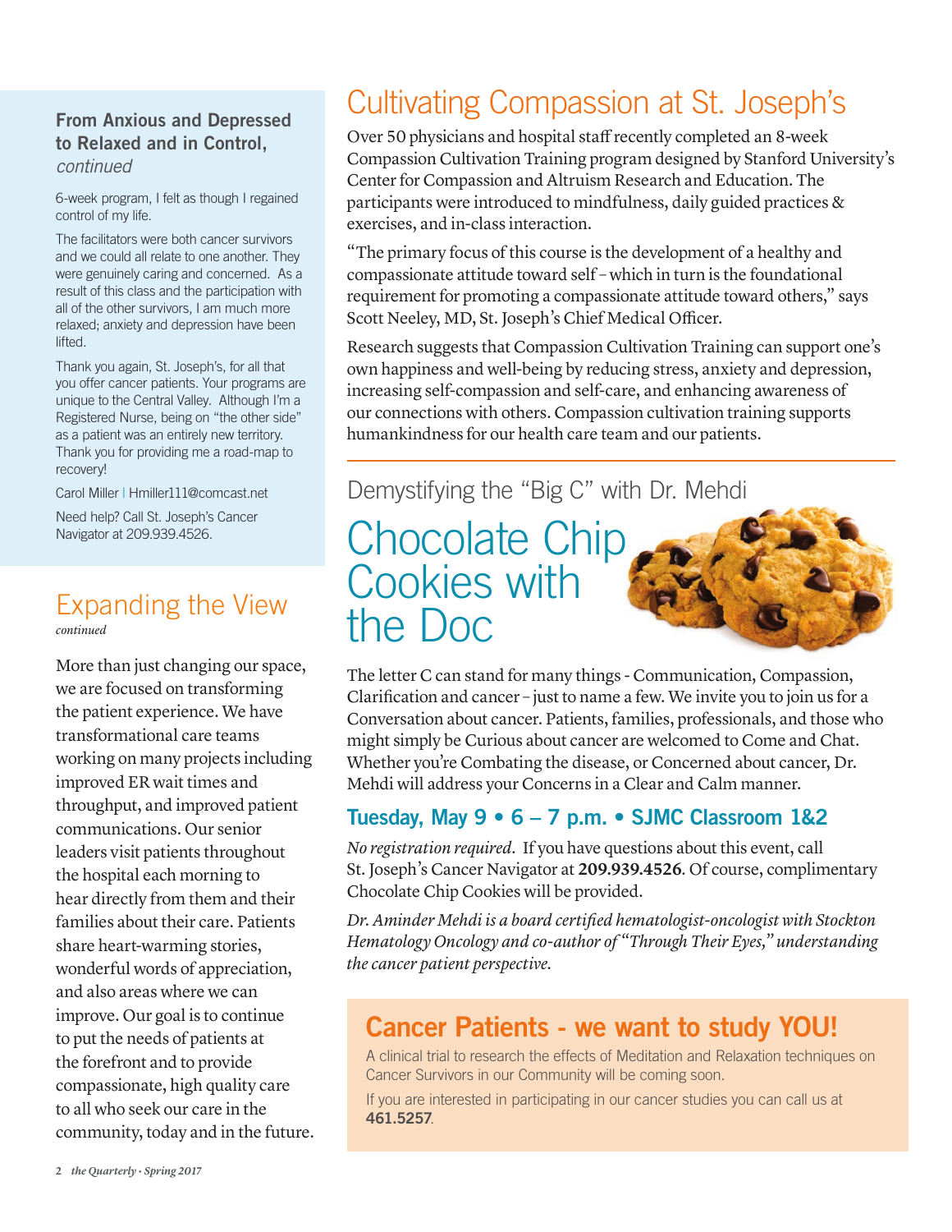## From Anxious and Depressed to Relaxed and in Control, *continued*

6-week program, I felt as though I regained control of my life.

The facilitators were both cancer survivors and we could all relate to one another. They were genuinely caring and concerned. As a result of this class and the participation with all of the other survivors, I am much more relaxed; anxiety and depression have been lifted.

Thank you again, St. Joseph's, for all that you offer cancer patients. Your programs are unique to the Central Valley. Although I'm a Registered Nurse, being on "the other side" as a patient was an entirely new territory. Thank you for providing me a road-map to recovery!

Carol Miller | Hmiller111@comcast.net

Need help? Call St. Joseph's Cancer Navigator at 209.939.4526.

## Expanding the View

*continued*

More than just changing our space, we are focused on transforming the patient experience. We have transformational care teams working on many projects including improved ER wait times and throughput, and improved patient communications. Our senior leaders visit patients throughout the hospital each morning to hear directly from them and their families about their care. Patients share heart-warming stories, wonderful words of appreciation, and also areas where we can improve. Our goal is to continue to put the needs of patients at the forefront and to provide compassionate, high quality care to all who seek our care in the community, today and in the future.

# Cultivating Compassion at St. Joseph's

Over 50 physicians and hospital staff recently completed an 8-week Compassion Cultivation Training program designed by Stanford University's Center for Compassion and Altruism Research and Education. The participants were introduced to mindfulness, daily guided practices & exercises, and in-class interaction.

"The primary focus of this course is the development of a healthy and compassionate attitude toward self – which in turn is the foundational requirement for promoting a compassionate attitude toward others," says Scott Neeley, MD, St. Joseph's Chief Medical Officer.

Research suggests that Compassion Cultivation Training can support one's own happiness and well-being by reducing stress, anxiety and depression, increasing self-compassion and self-care, and enhancing awareness of our connections with others. Compassion cultivation training supports humankindness for our health care team and our patients.

Demystifying the "Big C" with Dr. Mehdi

# Chocolate Chip Cookies with the Doc

The letter C can stand for many things - Communication, Compassion, Clarification and cancer – just to name a few. We invite you to join us for a Conversation about cancer. Patients, families, professionals, and those who might simply be Curious about cancer are welcomed to Come and Chat. Whether you're Combating the disease, or Concerned about cancer, Dr. Mehdi will address your Concerns in a Clear and Calm manner.

### Tuesday, May 9 • 6 – 7 p.m. • SJMC Classroom 1&2

*No registration required*. If you have questions about this event, call St. Joseph's Cancer Navigator at **209.939.4526**. Of course, complimentary Chocolate Chip Cookies will be provided.

*Dr. Aminder Mehdi is a board certified hematologist-oncologist with Stockton Hematology Oncology and co-author of "Through Their Eyes," understanding the cancer patient perspective.*

## Cancer Patients - we want to study YOU!

A clinical trial to research the effects of Meditation and Relaxation techniques on Cancer Survivors in our Community will be coming soon.

If you are interested in participating in our cancer studies you can call us at **461.5257**.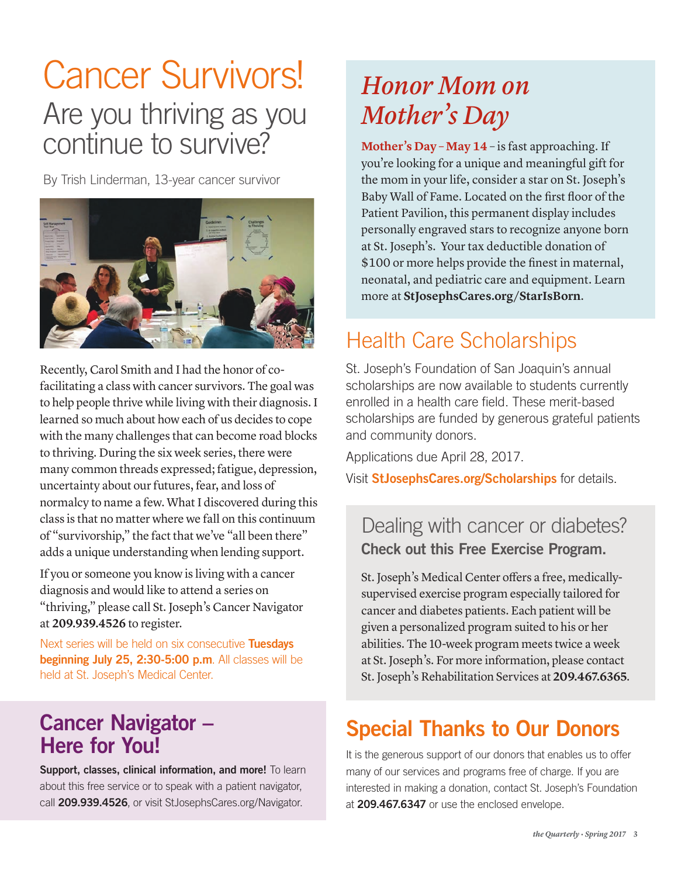# Cancer Survivors!

## Are you thriving as you continue to survive?

By Trish Linderman, 13-year cancer survivor

Recently, Carol Smith and I had the honor of co-facilitating a class with cancer survivors. The goal was to help people thrive while living with their diagnosis. I learned so much about how each of us decides to cope with the many challenges that can become road blocks to thriving. During the six week series, there were many common threads expressed; fatigue, depression, uncertainty about our futures, fear, and loss of normalcy to name a few. What I discovered during this class is that no matter where we fall on this continuum of "survivorship," the fact that we've "all been there" adds a unique understanding when lending support.

If you or someone you know is living with a cancer diagnosis and would like to attend a series on "thriving," please call St. Joseph's Cancer Navigator at **209.939.4526** to register.

Next series will be held on six consecutive **Tuesdays beginning July 25, 2:30-5:00 p.m**. All classes will be held at St. Joseph's Medical Center.

## Cancer Navigator – Here for You!

**Support, classes, clinical information, and more!** To learn about this free service or to speak with a patient navigator, call **209.939.4526**, or visit StJosephsCares.org/Navigator.

## *Honor Mom on Mother's Day*

**Mother's Day – May 14** – is fast approaching. If you're looking for a unique and meaningful gift for the mom in your life, consider a star on St. Joseph's Baby Wall of Fame. Located on the first floor of the Patient Pavilion, this permanent display includes personally engraved stars to recognize anyone born at St. Joseph's. Your tax deductible donation of $100 or more helps provide the finest in maternal, neonatal, and pediatric care and equipment. Learn more at **StJosephsCares.org/StarIsBorn**.

## Health Care Scholarships

St. Joseph's Foundation of San Joaquin's annual scholarships are now available to students currently enrolled in a health care field. These merit-based scholarships are funded by generous grateful patients and community donors.

Applications due April 28, 2017.

Visit **StJosephsCares.org/Scholarships** for details.

## Dealing with cancer or diabetes?

**Check out this Free Exercise Program.**

St. Joseph's Medical Center offers a free, medically-supervised exercise program especially tailored for cancer and diabetes patients. Each patient will be given a personalized program suited to his or her abilities. The 10-week program meets twice a week at St. Joseph's. For more information, please contact St. Joseph's Rehabilitation Services at **209.467.6365**.

## Special Thanks to Our Donors

It is the generous support of our donors that enables us to offer many of our services and programs free of charge. If you are interested in making a donation, contact St. Joseph's Foundation at **209.467.6347** or use the enclosed envelope.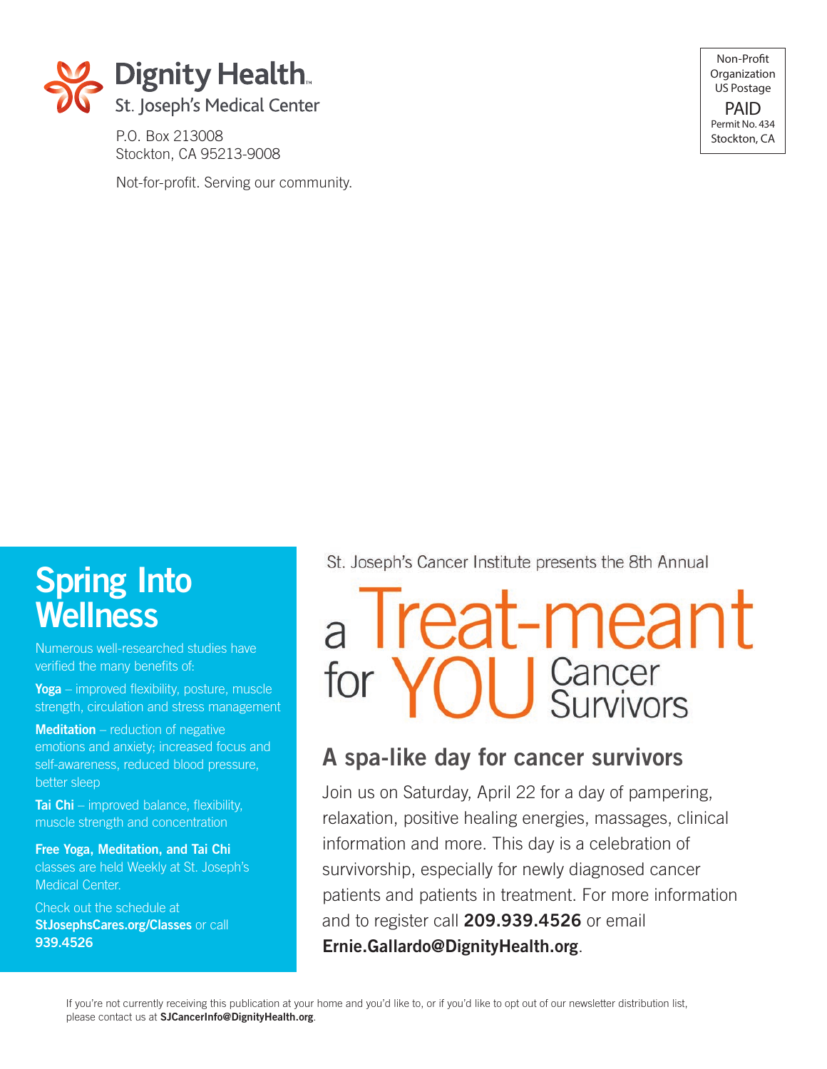Dignity Health
St. Joseph's Medical Center

P.O. Box 213008
Stockton, CA 95213-9008

Not-for-profit. Serving our community.

Non-Profit Organization
US Postage
PAID
Permit No. 434
Stockton, CA

# Spring Into Wellness

Numerous well-researched studies have verified the many benefits of:

**Yoga** – improved flexibility, posture, muscle strength, circulation and stress management

**Meditation** – reduction of negative emotions and anxiety; increased focus and self-awareness, reduced blood pressure, better sleep

**Tai Chi** – improved balance, flexibility, muscle strength and concentration

**Free Yoga, Meditation, and Tai Chi** classes are held Weekly at St. Joseph's Medical Center.

Check out the schedule at **StJosephsCares.org/Classes** or call **939.4526**

St. Joseph's Cancer Institute presents the 8th Annual

# a Treat-meant for YOU Cancer Survivors

## A spa-like day for cancer survivors

Join us on Saturday, April 22 for a day of pampering, relaxation, positive healing energies, massages, clinical information and more. This day is a celebration of survivorship, especially for newly diagnosed cancer patients and patients in treatment. For more information and to register call **209.939.4526** or email **Ernie.Gallardo@DignityHealth.org**.

If you're not currently receiving this publication at your home and you'd like to, or if you'd like to opt out of our newsletter distribution list, please contact us at **SJCancerInfo@DignityHealth.org**.